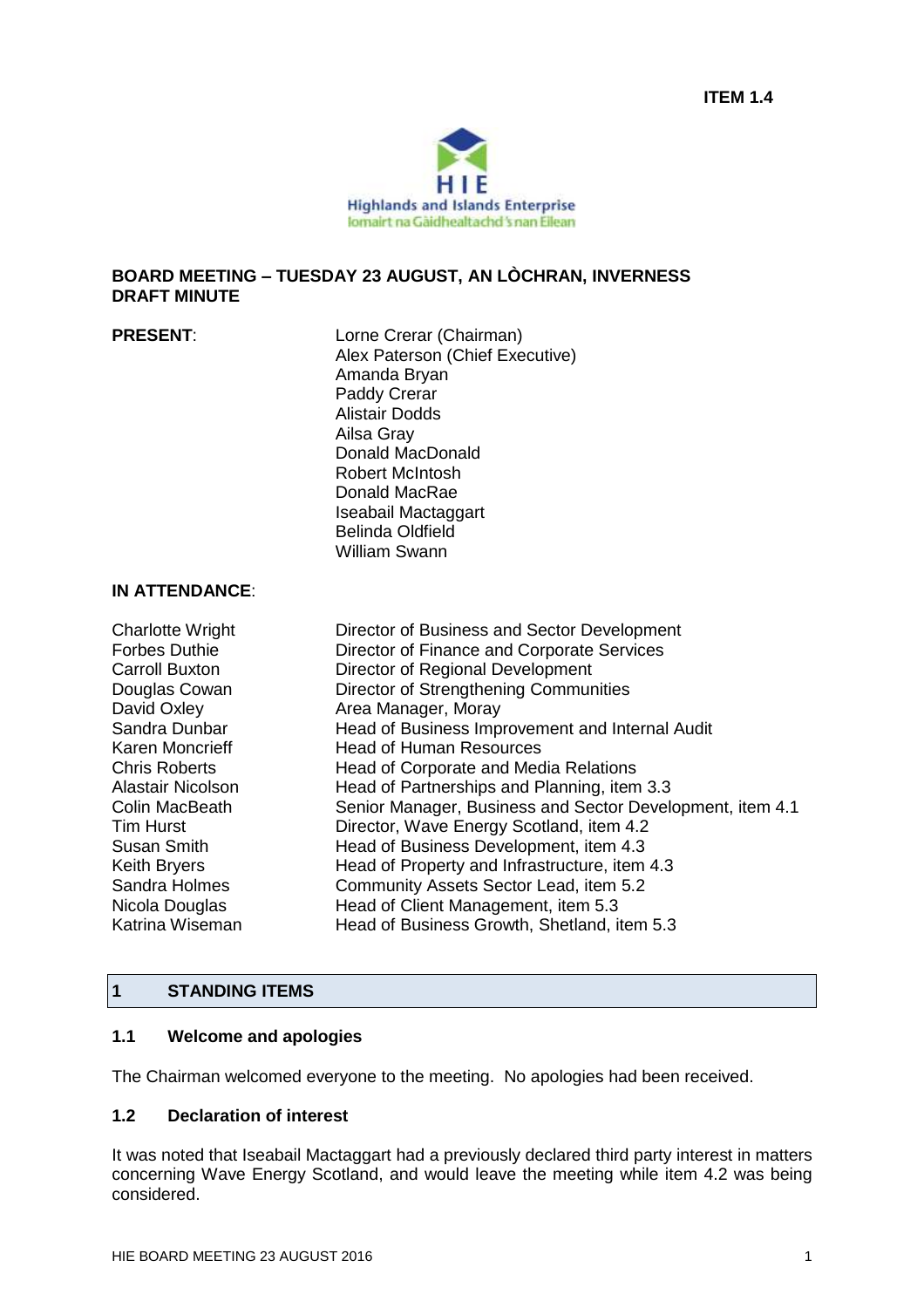**ITEM 1.4**

Highlands and Islands Enterprise
Iomairt na Gàidhealtachd 's nan Eilean

**BOARD MEETING – TUESDAY 23 AUGUST, AN LÒCHRAN, INVERNESS**
**DRAFT MINUTE**

| **PRESENT**: | |
|---|---|
| | Lorne Crerar (Chairman) |
| | Alex Paterson (Chief Executive) |
| | Amanda Bryan |
| | Paddy Crerar |
| | Alistair Dodds |
| | Ailsa Gray |
| | Donald MacDonald |
| | Robert McIntosh |
| | Donald MacRae |
| | Iseabail Mactaggart |
| | Belinda Oldfield |
| | William Swann |

**IN ATTENDANCE**:

| | |
|---|---|
| Charlotte Wright | Director of Business and Sector Development |
| Forbes Duthie | Director of Finance and Corporate Services |
| Carroll Buxton | Director of Regional Development |
| Douglas Cowan | Director of Strengthening Communities |
| David Oxley | Area Manager, Moray |
| Sandra Dunbar | Head of Business Improvement and Internal Audit |
| Karen Moncrieff | Head of Human Resources |
| Chris Roberts | Head of Corporate and Media Relations |
| Alastair Nicolson | Head of Partnerships and Planning, item 3.3 |
| Colin MacBeath | Senior Manager, Business and Sector Development, item 4.1 |
| Tim Hurst | Director, Wave Energy Scotland, item 4.2 |
| Susan Smith | Head of Business Development, item 4.3 |
| Keith Bryers | Head of Property and Infrastructure, item 4.3 |
| Sandra Holmes | Community Assets Sector Lead, item 5.2 |
| Nicola Douglas | Head of Client Management, item 5.3 |
| Katrina Wiseman | Head of Business Growth, Shetland, item 5.3 |

## 1 STANDING ITEMS

### 1.1 Welcome and apologies

The Chairman welcomed everyone to the meeting. No apologies had been received.

### 1.2 Declaration of interest

It was noted that Iseabail Mactaggart had a previously declared third party interest in matters concerning Wave Energy Scotland, and would leave the meeting while item 4.2 was being considered.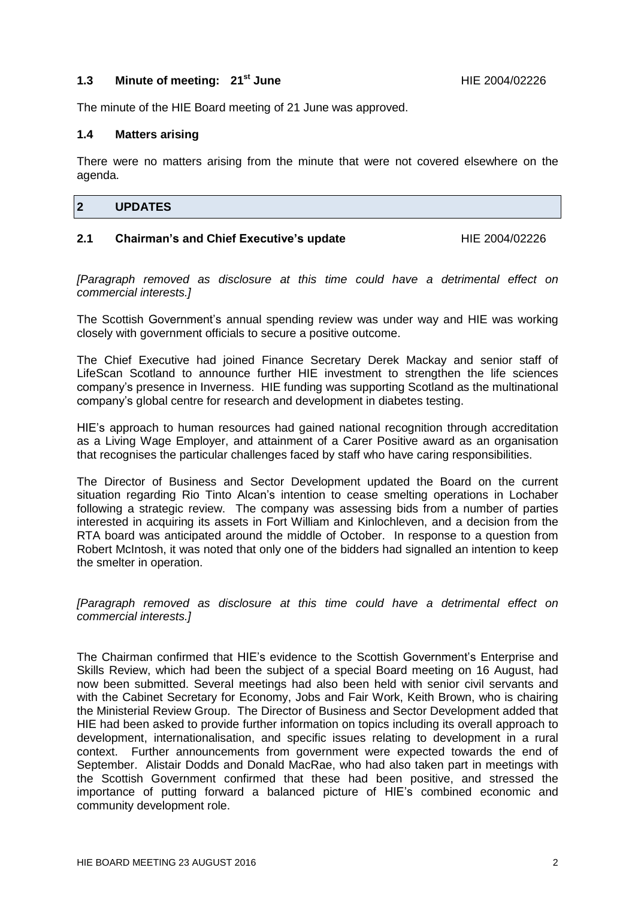### 1.3 Minute of meeting: 21st June HIE 2004/02226

The minute of the HIE Board meeting of 21 June was approved.

### 1.4 Matters arising

There were no matters arising from the minute that were not covered elsewhere on the agenda.

## 2 UPDATES

### 2.1 Chairman's and Chief Executive's update HIE 2004/02226

*[Paragraph removed as disclosure at this time could have a detrimental effect on commercial interests.]*

The Scottish Government's annual spending review was under way and HIE was working closely with government officials to secure a positive outcome.

The Chief Executive had joined Finance Secretary Derek Mackay and senior staff of LifeScan Scotland to announce further HIE investment to strengthen the life sciences company's presence in Inverness. HIE funding was supporting Scotland as the multinational company's global centre for research and development in diabetes testing.

HIE's approach to human resources had gained national recognition through accreditation as a Living Wage Employer, and attainment of a Carer Positive award as an organisation that recognises the particular challenges faced by staff who have caring responsibilities.

The Director of Business and Sector Development updated the Board on the current situation regarding Rio Tinto Alcan's intention to cease smelting operations in Lochaber following a strategic review. The company was assessing bids from a number of parties interested in acquiring its assets in Fort William and Kinlochleven, and a decision from the RTA board was anticipated around the middle of October. In response to a question from Robert McIntosh, it was noted that only one of the bidders had signalled an intention to keep the smelter in operation.

*[Paragraph removed as disclosure at this time could have a detrimental effect on commercial interests.]*

The Chairman confirmed that HIE's evidence to the Scottish Government's Enterprise and Skills Review, which had been the subject of a special Board meeting on 16 August, had now been submitted. Several meetings had also been held with senior civil servants and with the Cabinet Secretary for Economy, Jobs and Fair Work, Keith Brown, who is chairing the Ministerial Review Group. The Director of Business and Sector Development added that HIE had been asked to provide further information on topics including its overall approach to development, internationalisation, and specific issues relating to development in a rural context. Further announcements from government were expected towards the end of September. Alistair Dodds and Donald MacRae, who had also taken part in meetings with the Scottish Government confirmed that these had been positive, and stressed the importance of putting forward a balanced picture of HIE's combined economic and community development role.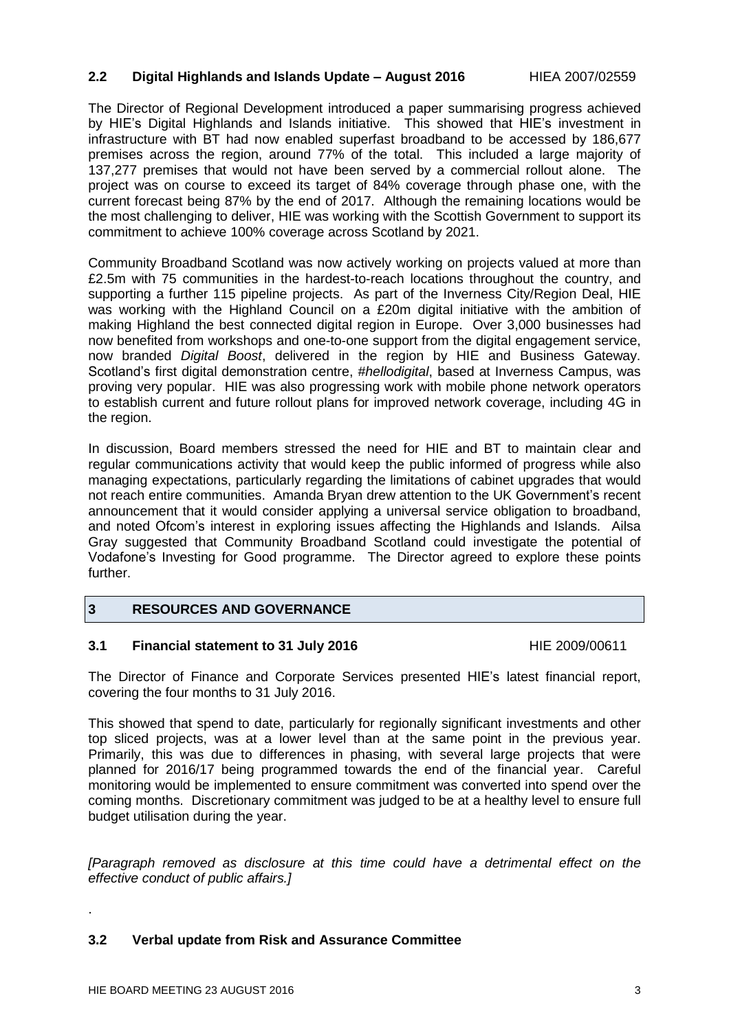### 2.2 Digital Highlands and Islands Update – August 2016 HIEA 2007/02559

The Director of Regional Development introduced a paper summarising progress achieved by HIE's Digital Highlands and Islands initiative. This showed that HIE's investment in infrastructure with BT had now enabled superfast broadband to be accessed by 186,677 premises across the region, around 77% of the total. This included a large majority of 137,277 premises that would not have been served by a commercial rollout alone. The project was on course to exceed its target of 84% coverage through phase one, with the current forecast being 87% by the end of 2017. Although the remaining locations would be the most challenging to deliver, HIE was working with the Scottish Government to support its commitment to achieve 100% coverage across Scotland by 2021.

Community Broadband Scotland was now actively working on projects valued at more than £2.5m with 75 communities in the hardest-to-reach locations throughout the country, and supporting a further 115 pipeline projects. As part of the Inverness City/Region Deal, HIE was working with the Highland Council on a £20m digital initiative with the ambition of making Highland the best connected digital region in Europe. Over 3,000 businesses had now benefited from workshops and one-to-one support from the digital engagement service, now branded *Digital Boost*, delivered in the region by HIE and Business Gateway. Scotland's first digital demonstration centre, *#hellodigital*, based at Inverness Campus, was proving very popular. HIE was also progressing work with mobile phone network operators to establish current and future rollout plans for improved network coverage, including 4G in the region.

In discussion, Board members stressed the need for HIE and BT to maintain clear and regular communications activity that would keep the public informed of progress while also managing expectations, particularly regarding the limitations of cabinet upgrades that would not reach entire communities. Amanda Bryan drew attention to the UK Government's recent announcement that it would consider applying a universal service obligation to broadband, and noted Ofcom's interest in exploring issues affecting the Highlands and Islands. Ailsa Gray suggested that Community Broadband Scotland could investigate the potential of Vodafone's Investing for Good programme. The Director agreed to explore these points further.

## 3 RESOURCES AND GOVERNANCE

### 3.1 Financial statement to 31 July 2016 HIE 2009/00611

The Director of Finance and Corporate Services presented HIE's latest financial report, covering the four months to 31 July 2016.

This showed that spend to date, particularly for regionally significant investments and other top sliced projects, was at a lower level than at the same point in the previous year. Primarily, this was due to differences in phasing, with several large projects that were planned for 2016/17 being programmed towards the end of the financial year. Careful monitoring would be implemented to ensure commitment was converted into spend over the coming months. Discretionary commitment was judged to be at a healthy level to ensure full budget utilisation during the year.

*[Paragraph removed as disclosure at this time could have a detrimental effect on the effective conduct of public affairs.]*

.

### 3.2 Verbal update from Risk and Assurance Committee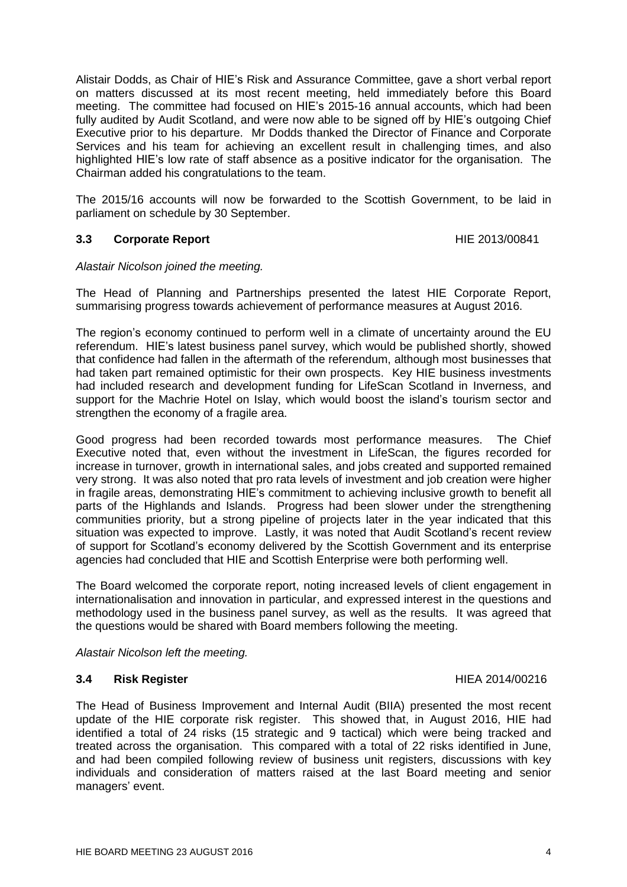Alistair Dodds, as Chair of HIE's Risk and Assurance Committee, gave a short verbal report on matters discussed at its most recent meeting, held immediately before this Board meeting. The committee had focused on HIE's 2015-16 annual accounts, which had been fully audited by Audit Scotland, and were now able to be signed off by HIE's outgoing Chief Executive prior to his departure. Mr Dodds thanked the Director of Finance and Corporate Services and his team for achieving an excellent result in challenging times, and also highlighted HIE's low rate of staff absence as a positive indicator for the organisation. The Chairman added his congratulations to the team.

The 2015/16 accounts will now be forwarded to the Scottish Government, to be laid in parliament on schedule by 30 September.

### 3.3 Corporate Report — HIE 2013/00841

*Alastair Nicolson joined the meeting.*

The Head of Planning and Partnerships presented the latest HIE Corporate Report, summarising progress towards achievement of performance measures at August 2016.

The region's economy continued to perform well in a climate of uncertainty around the EU referendum. HIE's latest business panel survey, which would be published shortly, showed that confidence had fallen in the aftermath of the referendum, although most businesses that had taken part remained optimistic for their own prospects. Key HIE business investments had included research and development funding for LifeScan Scotland in Inverness, and support for the Machrie Hotel on Islay, which would boost the island's tourism sector and strengthen the economy of a fragile area.

Good progress had been recorded towards most performance measures. The Chief Executive noted that, even without the investment in LifeScan, the figures recorded for increase in turnover, growth in international sales, and jobs created and supported remained very strong. It was also noted that pro rata levels of investment and job creation were higher in fragile areas, demonstrating HIE's commitment to achieving inclusive growth to benefit all parts of the Highlands and Islands. Progress had been slower under the strengthening communities priority, but a strong pipeline of projects later in the year indicated that this situation was expected to improve. Lastly, it was noted that Audit Scotland's recent review of support for Scotland's economy delivered by the Scottish Government and its enterprise agencies had concluded that HIE and Scottish Enterprise were both performing well.

The Board welcomed the corporate report, noting increased levels of client engagement in internationalisation and innovation in particular, and expressed interest in the questions and methodology used in the business panel survey, as well as the results. It was agreed that the questions would be shared with Board members following the meeting.

*Alastair Nicolson left the meeting.*

### 3.4 Risk Register — HIEA 2014/00216

The Head of Business Improvement and Internal Audit (BIIA) presented the most recent update of the HIE corporate risk register. This showed that, in August 2016, HIE had identified a total of 24 risks (15 strategic and 9 tactical) which were being tracked and treated across the organisation. This compared with a total of 22 risks identified in June, and had been compiled following review of business unit registers, discussions with key individuals and consideration of matters raised at the last Board meeting and senior managers' event.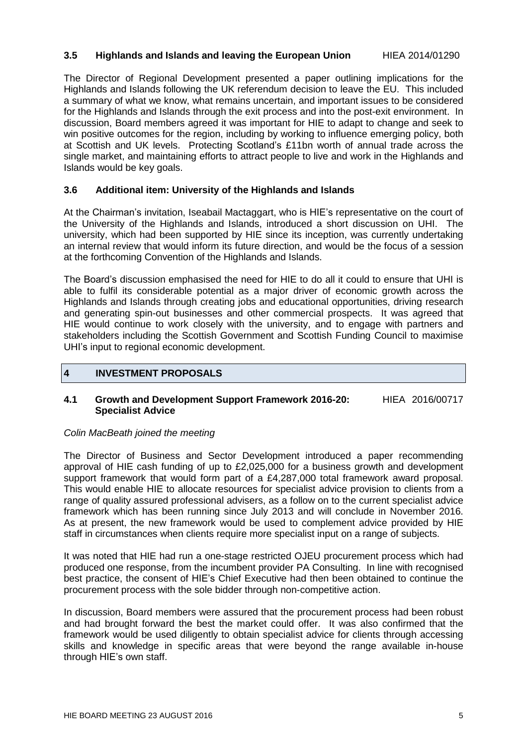### 3.5 Highlands and Islands and leaving the European Union HIEA 2014/01290

The Director of Regional Development presented a paper outlining implications for the Highlands and Islands following the UK referendum decision to leave the EU. This included a summary of what we know, what remains uncertain, and important issues to be considered for the Highlands and Islands through the exit process and into the post-exit environment. In discussion, Board members agreed it was important for HIE to adapt to change and seek to win positive outcomes for the region, including by working to influence emerging policy, both at Scottish and UK levels. Protecting Scotland's £11bn worth of annual trade across the single market, and maintaining efforts to attract people to live and work in the Highlands and Islands would be key goals.

### 3.6 Additional item: University of the Highlands and Islands

At the Chairman's invitation, Iseabail Mactaggart, who is HIE's representative on the court of the University of the Highlands and Islands, introduced a short discussion on UHI. The university, which had been supported by HIE since its inception, was currently undertaking an internal review that would inform its future direction, and would be the focus of a session at the forthcoming Convention of the Highlands and Islands.

The Board's discussion emphasised the need for HIE to do all it could to ensure that UHI is able to fulfil its considerable potential as a major driver of economic growth across the Highlands and Islands through creating jobs and educational opportunities, driving research and generating spin-out businesses and other commercial prospects. It was agreed that HIE would continue to work closely with the university, and to engage with partners and stakeholders including the Scottish Government and Scottish Funding Council to maximise UHI's input to regional economic development.

## 4 INVESTMENT PROPOSALS

### 4.1 Growth and Development Support Framework 2016-20: Specialist Advice HIEA 2016/00717

*Colin MacBeath joined the meeting*

The Director of Business and Sector Development introduced a paper recommending approval of HIE cash funding of up to £2,025,000 for a business growth and development support framework that would form part of a £4,287,000 total framework award proposal. This would enable HIE to allocate resources for specialist advice provision to clients from a range of quality assured professional advisers, as a follow on to the current specialist advice framework which has been running since July 2013 and will conclude in November 2016. As at present, the new framework would be used to complement advice provided by HIE staff in circumstances when clients require more specialist input on a range of subjects.

It was noted that HIE had run a one-stage restricted OJEU procurement process which had produced one response, from the incumbent provider PA Consulting. In line with recognised best practice, the consent of HIE's Chief Executive had then been obtained to continue the procurement process with the sole bidder through non-competitive action.

In discussion, Board members were assured that the procurement process had been robust and had brought forward the best the market could offer. It was also confirmed that the framework would be used diligently to obtain specialist advice for clients through accessing skills and knowledge in specific areas that were beyond the range available in-house through HIE's own staff.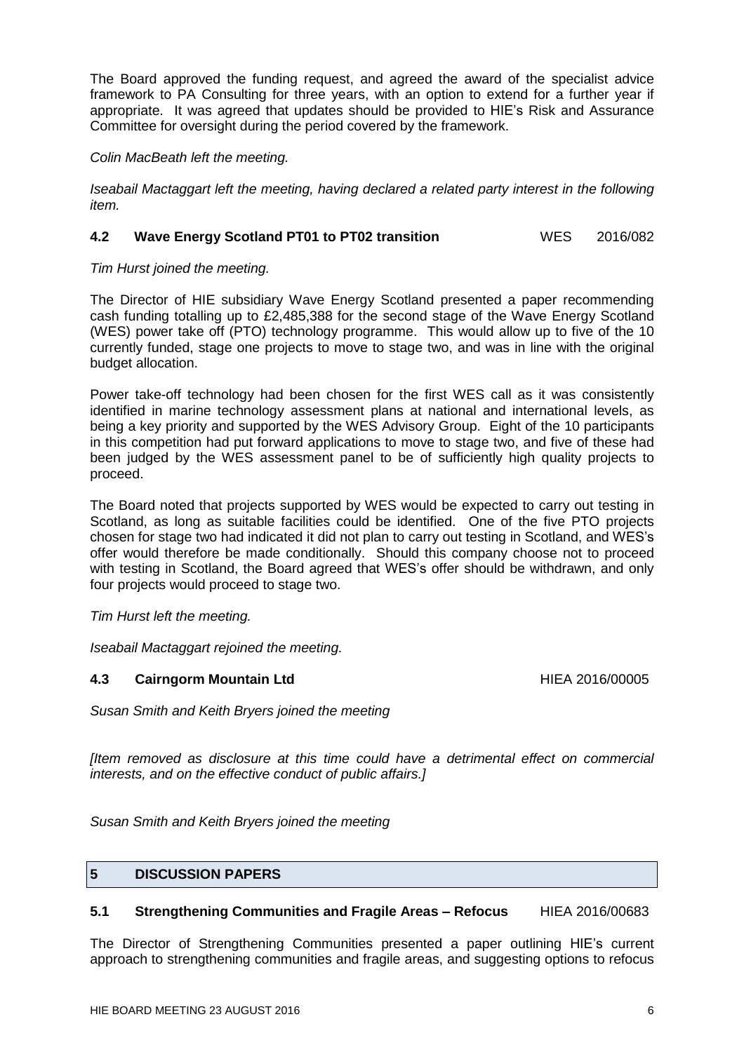The Board approved the funding request, and agreed the award of the specialist advice framework to PA Consulting for three years, with an option to extend for a further year if appropriate. It was agreed that updates should be provided to HIE's Risk and Assurance Committee for oversight during the period covered by the framework.

*Colin MacBeath left the meeting.*

*Iseabail Mactaggart left the meeting, having declared a related party interest in the following item.*

### 4.2 Wave Energy Scotland PT01 to PT02 transition — WES 2016/082

*Tim Hurst joined the meeting.*

The Director of HIE subsidiary Wave Energy Scotland presented a paper recommending cash funding totalling up to £2,485,388 for the second stage of the Wave Energy Scotland (WES) power take off (PTO) technology programme. This would allow up to five of the 10 currently funded, stage one projects to move to stage two, and was in line with the original budget allocation.

Power take-off technology had been chosen for the first WES call as it was consistently identified in marine technology assessment plans at national and international levels, as being a key priority and supported by the WES Advisory Group. Eight of the 10 participants in this competition had put forward applications to move to stage two, and five of these had been judged by the WES assessment panel to be of sufficiently high quality projects to proceed.

The Board noted that projects supported by WES would be expected to carry out testing in Scotland, as long as suitable facilities could be identified. One of the five PTO projects chosen for stage two had indicated it did not plan to carry out testing in Scotland, and WES's offer would therefore be made conditionally. Should this company choose not to proceed with testing in Scotland, the Board agreed that WES's offer should be withdrawn, and only four projects would proceed to stage two.

*Tim Hurst left the meeting.*

*Iseabail Mactaggart rejoined the meeting.*

### 4.3 Cairngorm Mountain Ltd — HIEA 2016/00005

*Susan Smith and Keith Bryers joined the meeting*

*[Item removed as disclosure at this time could have a detrimental effect on commercial interests, and on the effective conduct of public affairs.]*

*Susan Smith and Keith Bryers joined the meeting*

## 5 DISCUSSION PAPERS

### 5.1 Strengthening Communities and Fragile Areas – Refocus — HIEA 2016/00683

The Director of Strengthening Communities presented a paper outlining HIE's current approach to strengthening communities and fragile areas, and suggesting options to refocus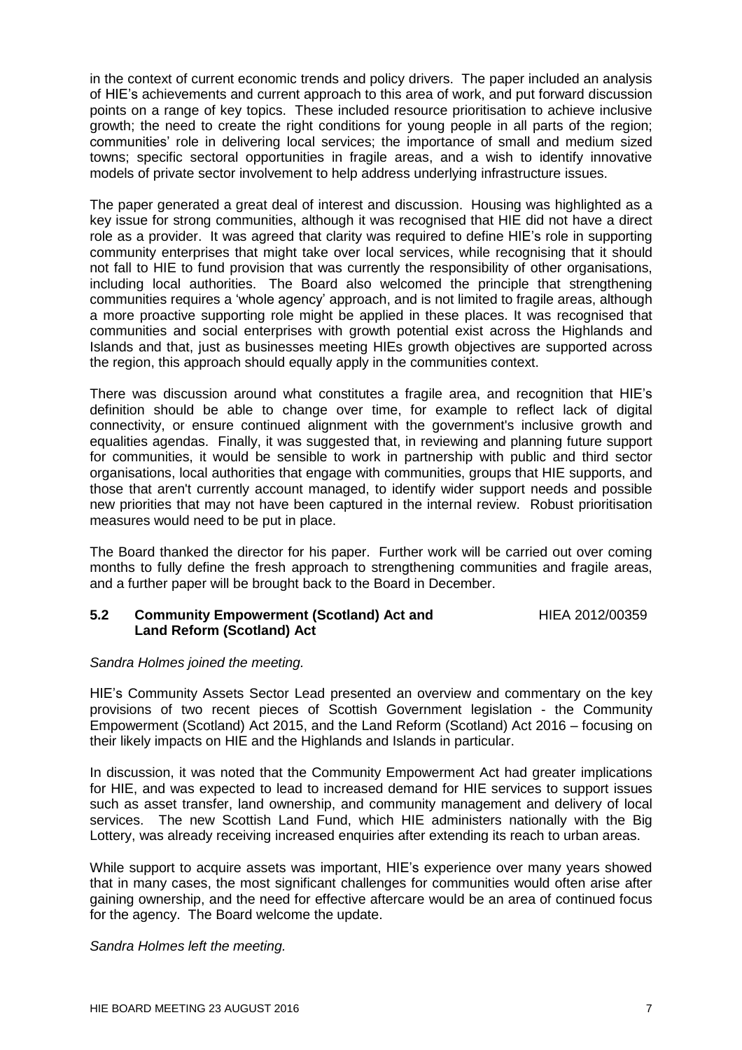in the context of current economic trends and policy drivers. The paper included an analysis of HIE's achievements and current approach to this area of work, and put forward discussion points on a range of key topics. These included resource prioritisation to achieve inclusive growth; the need to create the right conditions for young people in all parts of the region; communities' role in delivering local services; the importance of small and medium sized towns; specific sectoral opportunities in fragile areas, and a wish to identify innovative models of private sector involvement to help address underlying infrastructure issues.

The paper generated a great deal of interest and discussion. Housing was highlighted as a key issue for strong communities, although it was recognised that HIE did not have a direct role as a provider. It was agreed that clarity was required to define HIE's role in supporting community enterprises that might take over local services, while recognising that it should not fall to HIE to fund provision that was currently the responsibility of other organisations, including local authorities. The Board also welcomed the principle that strengthening communities requires a 'whole agency' approach, and is not limited to fragile areas, although a more proactive supporting role might be applied in these places. It was recognised that communities and social enterprises with growth potential exist across the Highlands and Islands and that, just as businesses meeting HIEs growth objectives are supported across the region, this approach should equally apply in the communities context.

There was discussion around what constitutes a fragile area, and recognition that HIE's definition should be able to change over time, for example to reflect lack of digital connectivity, or ensure continued alignment with the government's inclusive growth and equalities agendas. Finally, it was suggested that, in reviewing and planning future support for communities, it would be sensible to work in partnership with public and third sector organisations, local authorities that engage with communities, groups that HIE supports, and those that aren't currently account managed, to identify wider support needs and possible new priorities that may not have been captured in the internal review. Robust prioritisation measures would need to be put in place.

The Board thanked the director for his paper. Further work will be carried out over coming months to fully define the fresh approach to strengthening communities and fragile areas, and a further paper will be brought back to the Board in December.

### 5.2 Community Empowerment (Scotland) Act and Land Reform (Scotland) Act — HIEA 2012/00359

*Sandra Holmes joined the meeting.*

HIE's Community Assets Sector Lead presented an overview and commentary on the key provisions of two recent pieces of Scottish Government legislation - the Community Empowerment (Scotland) Act 2015, and the Land Reform (Scotland) Act 2016 – focusing on their likely impacts on HIE and the Highlands and Islands in particular.

In discussion, it was noted that the Community Empowerment Act had greater implications for HIE, and was expected to lead to increased demand for HIE services to support issues such as asset transfer, land ownership, and community management and delivery of local services. The new Scottish Land Fund, which HIE administers nationally with the Big Lottery, was already receiving increased enquiries after extending its reach to urban areas.

While support to acquire assets was important, HIE's experience over many years showed that in many cases, the most significant challenges for communities would often arise after gaining ownership, and the need for effective aftercare would be an area of continued focus for the agency. The Board welcome the update.

*Sandra Holmes left the meeting.*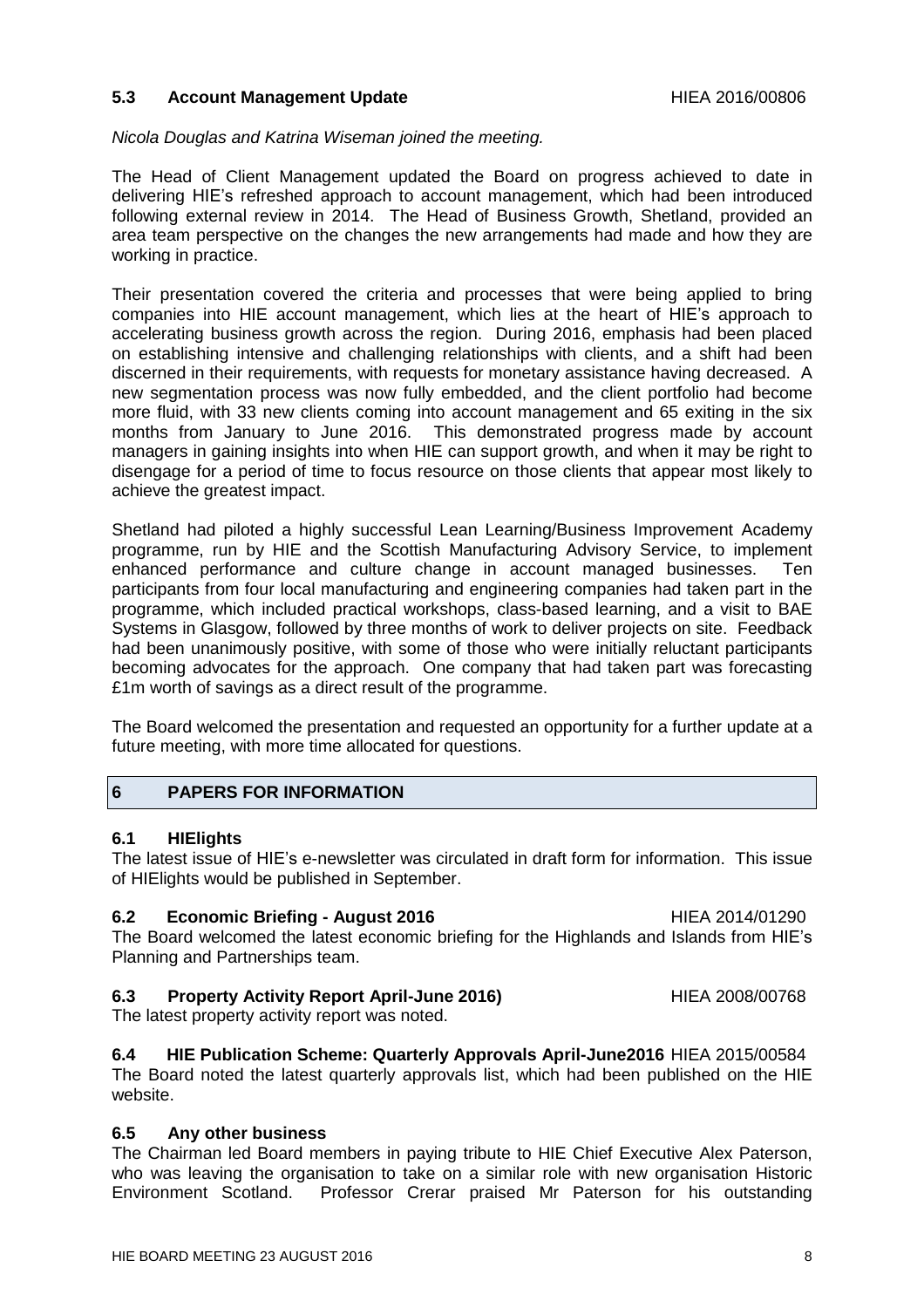### 5.3 Account Management Update HIEA 2016/00806

*Nicola Douglas and Katrina Wiseman joined the meeting.*

The Head of Client Management updated the Board on progress achieved to date in delivering HIE's refreshed approach to account management, which had been introduced following external review in 2014. The Head of Business Growth, Shetland, provided an area team perspective on the changes the new arrangements had made and how they are working in practice.

Their presentation covered the criteria and processes that were being applied to bring companies into HIE account management, which lies at the heart of HIE's approach to accelerating business growth across the region. During 2016, emphasis had been placed on establishing intensive and challenging relationships with clients, and a shift had been discerned in their requirements, with requests for monetary assistance having decreased. A new segmentation process was now fully embedded, and the client portfolio had become more fluid, with 33 new clients coming into account management and 65 exiting in the six months from January to June 2016. This demonstrated progress made by account managers in gaining insights into when HIE can support growth, and when it may be right to disengage for a period of time to focus resource on those clients that appear most likely to achieve the greatest impact.

Shetland had piloted a highly successful Lean Learning/Business Improvement Academy programme, run by HIE and the Scottish Manufacturing Advisory Service, to implement enhanced performance and culture change in account managed businesses. Ten participants from four local manufacturing and engineering companies had taken part in the programme, which included practical workshops, class-based learning, and a visit to BAE Systems in Glasgow, followed by three months of work to deliver projects on site. Feedback had been unanimously positive, with some of those who were initially reluctant participants becoming advocates for the approach. One company that had taken part was forecasting £1m worth of savings as a direct result of the programme.

The Board welcomed the presentation and requested an opportunity for a further update at a future meeting, with more time allocated for questions.

## 6 PAPERS FOR INFORMATION

### 6.1 HIElights

The latest issue of HIE's e-newsletter was circulated in draft form for information. This issue of HIElights would be published in September.

### 6.2 Economic Briefing - August 2016 HIEA 2014/01290

The Board welcomed the latest economic briefing for the Highlands and Islands from HIE's Planning and Partnerships team.

### 6.3 Property Activity Report April-June 2016) HIEA 2008/00768

The latest property activity report was noted.

### 6.4 HIE Publication Scheme: Quarterly Approvals April-June2016 HIEA 2015/00584

The Board noted the latest quarterly approvals list, which had been published on the HIE website.

### 6.5 Any other business

The Chairman led Board members in paying tribute to HIE Chief Executive Alex Paterson, who was leaving the organisation to take on a similar role with new organisation Historic Environment Scotland. Professor Crerar praised Mr Paterson for his outstanding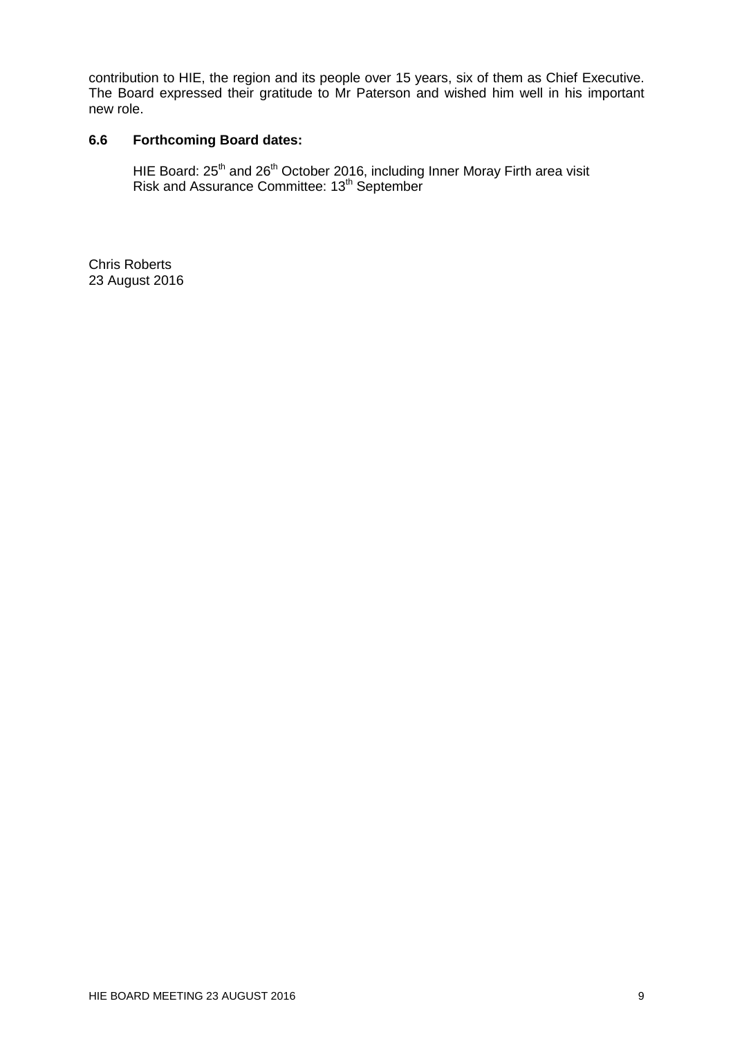contribution to HIE, the region and its people over 15 years, six of them as Chief Executive. The Board expressed their gratitude to Mr Paterson and wished him well in his important new role.

### 6.6 Forthcoming Board dates:

HIE Board: 25th and 26th October 2016, including Inner Moray Firth area visit
Risk and Assurance Committee: 13th September

Chris Roberts
23 August 2016